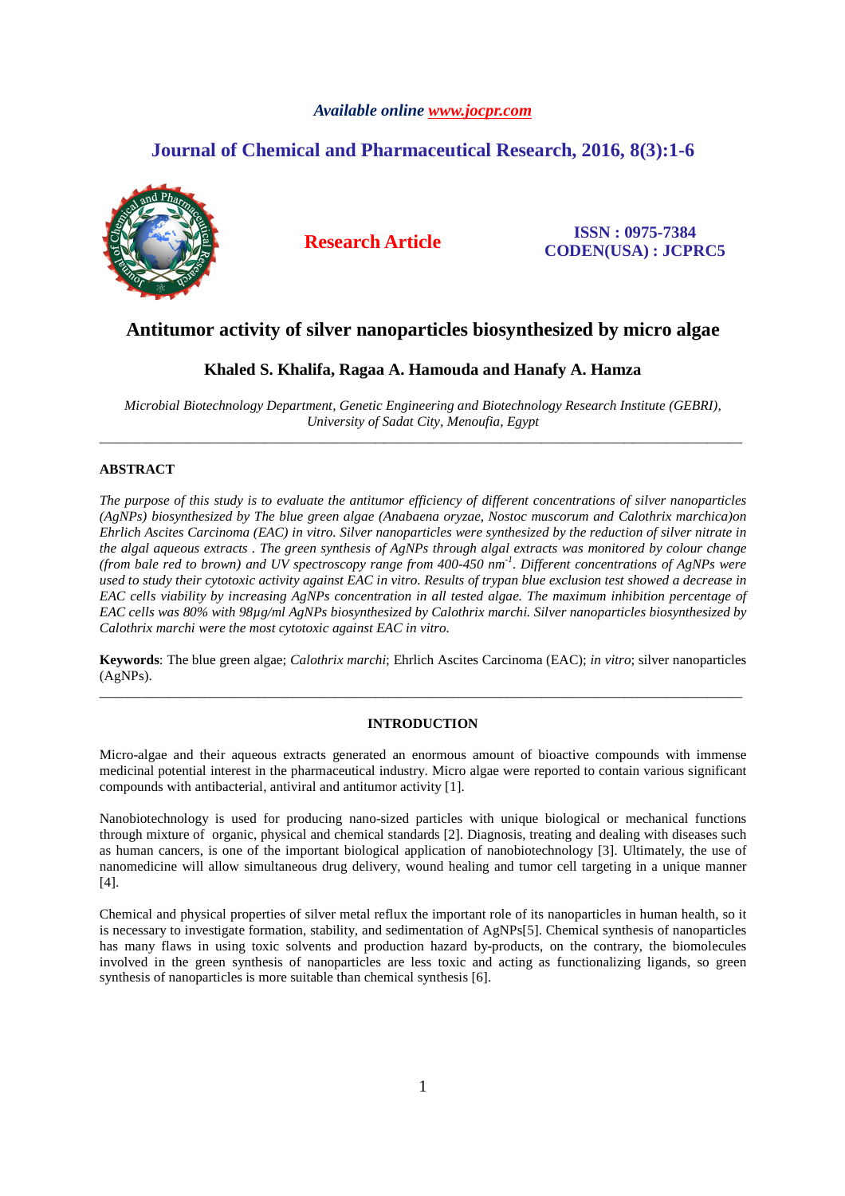# Antitumor activity of silver nanoparticles biosynthesized by micro algae

**Khaled S. Khalifa, Ragaa A. Hamouda and Hanafy A. Hamza**

*Microbial Biotechnology Department, Genetic Engineering and Biotechnology Research Institute (GEBRI), University of Sadat City, Menoufia, Egypt*

---

## ABSTRACT

*The purpose of this study is to evaluate the antitumor efficiency of different concentrations of silver nanoparticles (AgNPs) biosynthesized by The blue green algae (Anabaena oryzae, Nostoc muscorum and Calothrix marchica)on Ehrlich Ascites Carcinoma (EAC) in vitro. Silver nanoparticles were synthesized by the reduction of silver nitrate in the algal aqueous extracts . The green synthesis of AgNPs through algal extracts was monitored by colour change (from bale red to brown) and UV spectroscopy range from 400-450 nm$^{-1}$. Different concentrations of AgNPs were used to study their cytotoxic activity against EAC in vitro. Results of trypan blue exclusion test showed a decrease in EAC cells viability by increasing AgNPs concentration in all tested algae. The maximum inhibition percentage of EAC cells was 80% with 98µg/ml AgNPs biosynthesized by Calothrix marchi. Silver nanoparticles biosynthesized by Calothrix marchi were the most cytotoxic against EAC in vitro.*

**Keywords**: The blue green algae; *Calothrix marchi*; Ehrlich Ascites Carcinoma (EAC); *in vitro*; silver nanoparticles (AgNPs).

---

## INTRODUCTION

Micro-algae and their aqueous extracts generated an enormous amount of bioactive compounds with immense medicinal potential interest in the pharmaceutical industry. Micro algae were reported to contain various significant compounds with antibacterial, antiviral and antitumor activity [1].

Nanobiotechnology is used for producing nano-sized particles with unique biological or mechanical functions through mixture of organic, physical and chemical standards [2]. Diagnosis, treating and dealing with diseases such as human cancers, is one of the important biological application of nanobiotechnology [3]. Ultimately, the use of nanomedicine will allow simultaneous drug delivery, wound healing and tumor cell targeting in a unique manner [4].

Chemical and physical properties of silver metal reflux the important role of its nanoparticles in human health, so it is necessary to investigate formation, stability, and sedimentation of AgNPs[5]. Chemical synthesis of nanoparticles has many flaws in using toxic solvents and production hazard by-products, on the contrary, the biomolecules involved in the green synthesis of nanoparticles are less toxic and acting as functionalizing ligands, so green synthesis of nanoparticles is more suitable than chemical synthesis [6].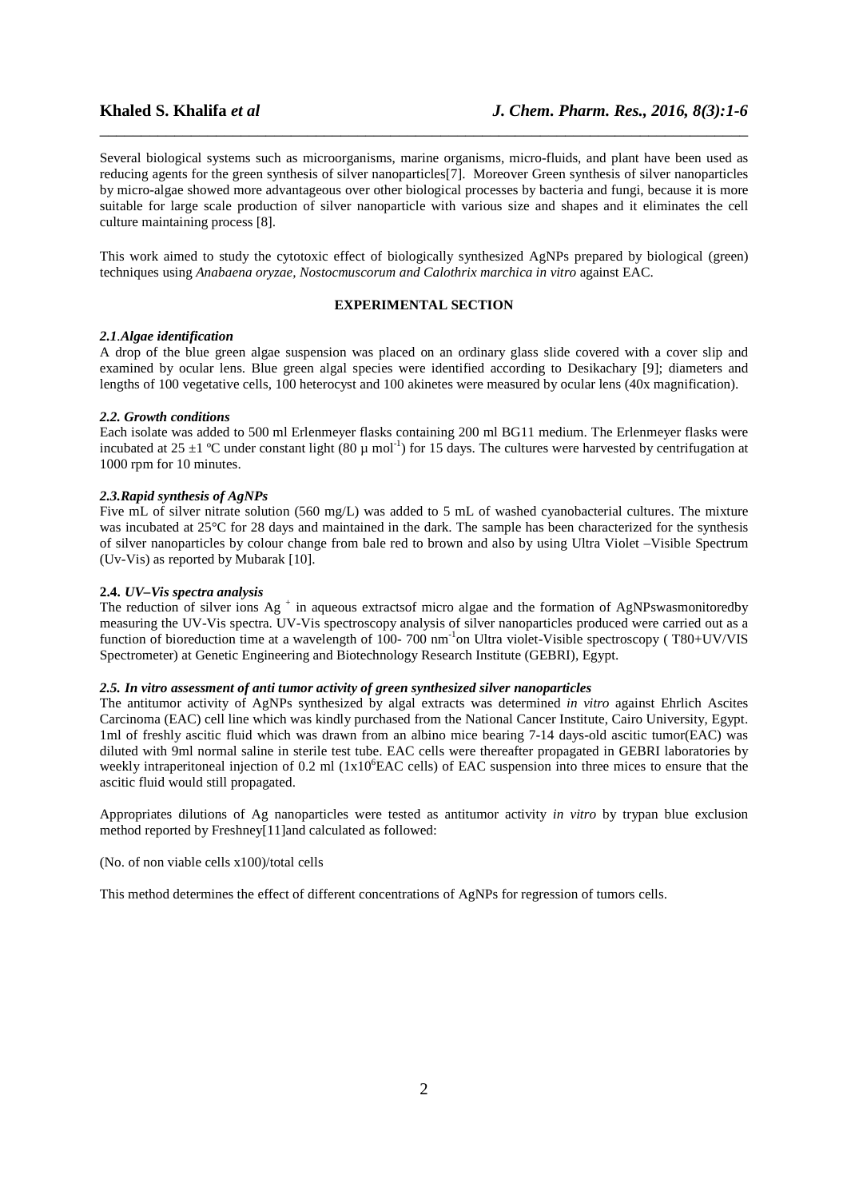Several biological systems such as microorganisms, marine organisms, micro-fluids, and plant have been used as reducing agents for the green synthesis of silver nanoparticles[7]. Moreover Green synthesis of silver nanoparticles by micro-algae showed more advantageous over other biological processes by bacteria and fungi, because it is more suitable for large scale production of silver nanoparticle with various size and shapes and it eliminates the cell culture maintaining process [8].

This work aimed to study the cytotoxic effect of biologically synthesized AgNPs prepared by biological (green) techniques using *Anabaena oryzae, Nostocmuscorum and Calothrix marchica in vitro* against EAC.

## EXPERIMENTAL SECTION

### *2.1.Algae identification*

A drop of the blue green algae suspension was placed on an ordinary glass slide covered with a cover slip and examined by ocular lens. Blue green algal species were identified according to Desikachary [9]; diameters and lengths of 100 vegetative cells, 100 heterocyst and 100 akinetes were measured by ocular lens (40x magnification).

### *2.2. Growth conditions*

Each isolate was added to 500 ml Erlenmeyer flasks containing 200 ml BG11 medium. The Erlenmeyer flasks were incubated at 25 ±1 ºC under constant light (80 μ $mol^{-1}$) for 15 days. The cultures were harvested by centrifugation at 1000 rpm for 10 minutes.

### *2.3.Rapid synthesis of AgNPs*

Five mL of silver nitrate solution (560 mg/L) was added to 5 mL of washed cyanobacterial cultures. The mixture was incubated at 25°C for 28 days and maintained in the dark. The sample has been characterized for the synthesis of silver nanoparticles by colour change from bale red to brown and also by using Ultra Violet –Visible Spectrum (Uv-Vis) as reported by Mubarak [10].

### **2.4.** *UV–Vis spectra analysis*

The reduction of silver ions $Ag^+$ in aqueous extractsof micro algae and the formation of AgNPswasmonitoredby measuring the UV-Vis spectra. UV-Vis spectroscopy analysis of silver nanoparticles produced were carried out as a function of bioreduction time at a wavelength of 100- 700 $nm^{-1}$on Ultra violet-Visible spectroscopy ( T80+UV/VIS Spectrometer) at Genetic Engineering and Biotechnology Research Institute (GEBRI), Egypt.

### *2.5. In vitro assessment of anti tumor activity of green synthesized silver nanoparticles*

The antitumor activity of AgNPs synthesized by algal extracts was determined *in vitro* against Ehrlich Ascites Carcinoma (EAC) cell line which was kindly purchased from the National Cancer Institute, Cairo University, Egypt. 1ml of freshly ascitic fluid which was drawn from an albino mice bearing 7-14 days-old ascitic tumor(EAC) was diluted with 9ml normal saline in sterile test tube. EAC cells were thereafter propagated in GEBRI laboratories by weekly intraperitoneal injection of 0.2 ml ($1x10^6$EAC cells) of EAC suspension into three mices to ensure that the ascitic fluid would still propagated.

Appropriates dilutions of Ag nanoparticles were tested as antitumor activity *in vitro* by trypan blue exclusion method reported by Freshney[11]and calculated as followed:

(No. of non viable cells x100)/total cells

This method determines the effect of different concentrations of AgNPs for regression of tumors cells.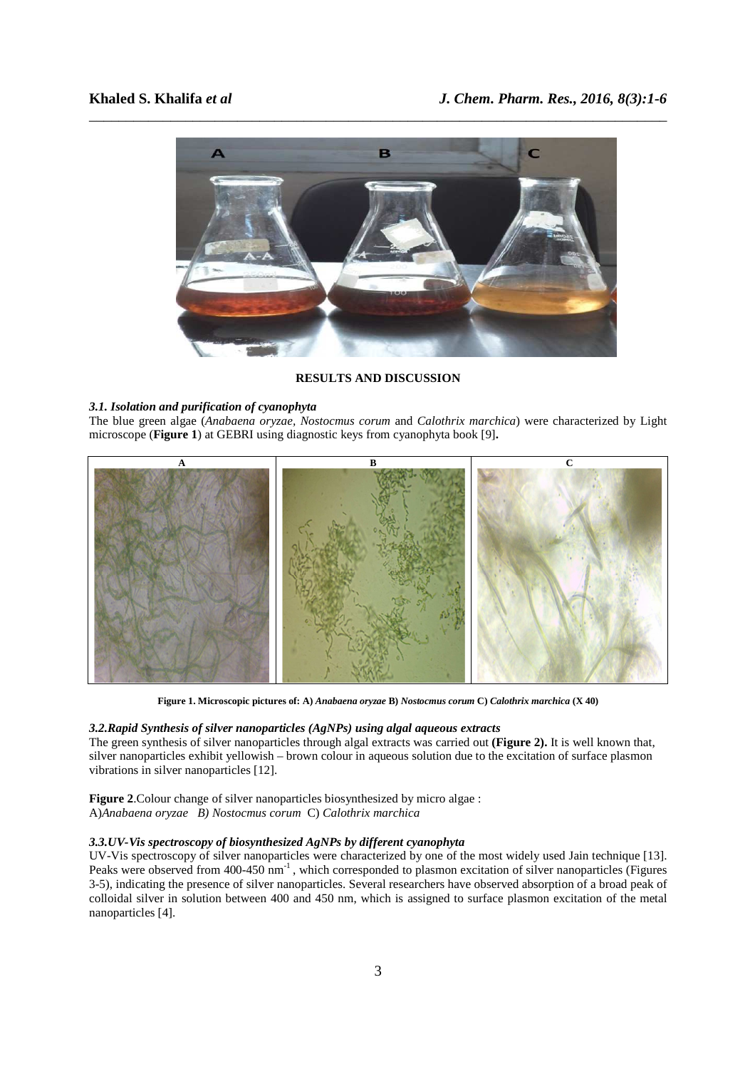## RESULTS AND DISCUSSION

### *3.1. Isolation and purification of cyanophyta*

The blue green algae (*Anabaena oryzae, Nostocmus corum* and *Calothrix marchica*) were characterized by Light microscope (**Figure 1**) at GEBRI using diagnostic keys from cyanophyta book [9]**.**

**Figure 1. Microscopic pictures of: A)** ***Anabaena oryzae*** **B)** ***Nostocmus corum*** **C)** ***Calothrix marchica*** **(X 40)**

### *3.2.Rapid Synthesis of silver nanoparticles (AgNPs) using algal aqueous extracts*

The green synthesis of silver nanoparticles through algal extracts was carried out **(Figure 2).** It is well known that, silver nanoparticles exhibit yellowish – brown colour in aqueous solution due to the excitation of surface plasmon vibrations in silver nanoparticles [12].

**Figure 2**.Colour change of silver nanoparticles biosynthesized by micro algae :
A)*Anabaena oryzae B) Nostocmus corum* C) *Calothrix marchica*

### *3.3.UV-Vis spectroscopy of biosynthesized AgNPs by different cyanophyta*

UV-Vis spectroscopy of silver nanoparticles were characterized by one of the most widely used Jain technique [13]. Peaks were observed from 400-450 $nm^{-1}$ , which corresponded to plasmon excitation of silver nanoparticles (Figures 3-5), indicating the presence of silver nanoparticles. Several researchers have observed absorption of a broad peak of colloidal silver in solution between 400 and 450 nm, which is assigned to surface plasmon excitation of the metal nanoparticles [4].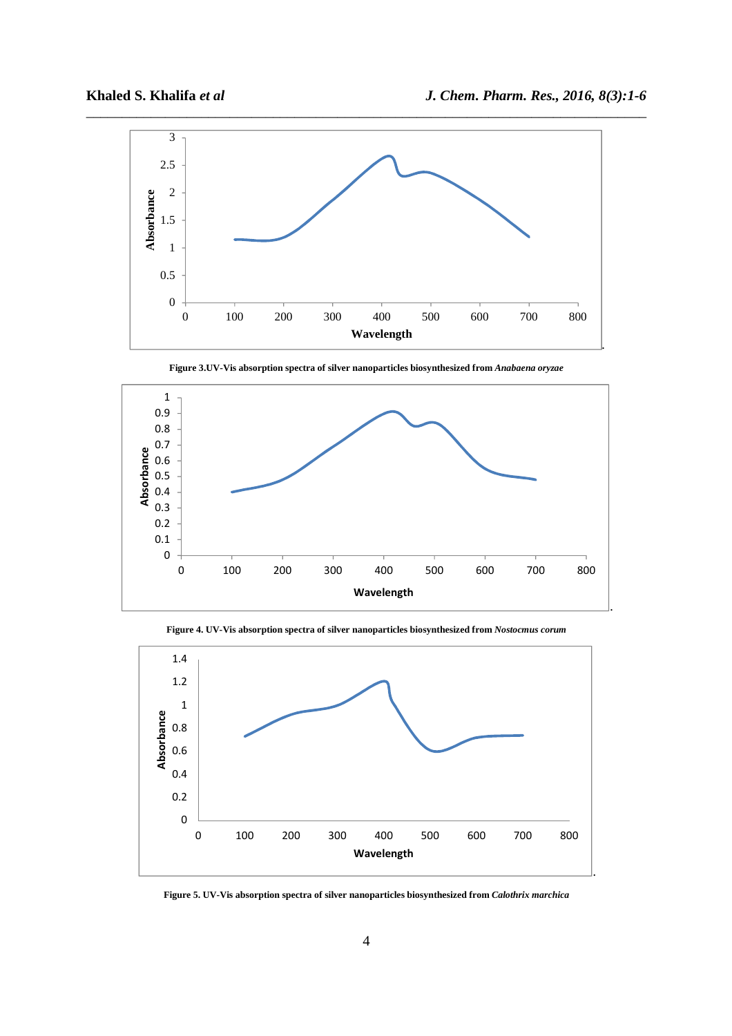Figure 3.UV-Vis absorption spectra of silver nanoparticles biosynthesized from *Anabaena oryzae*

Figure 4. UV-Vis absorption spectra of silver nanoparticles biosynthesized from *Nostocmus corum*

Figure 5. UV-Vis absorption spectra of silver nanoparticles biosynthesized from *Calothrix marchica*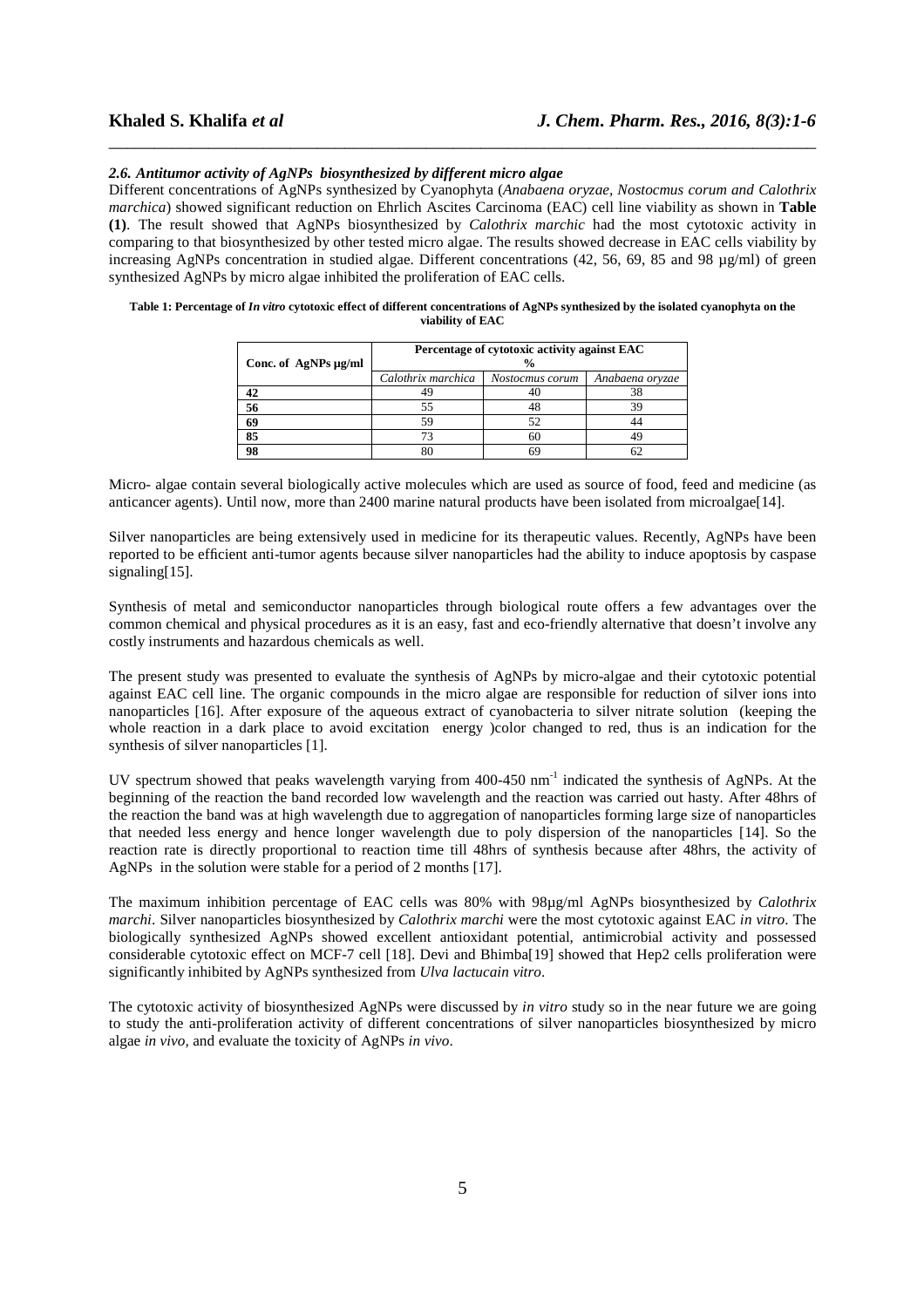### *2.6. Antitumor activity of AgNPs biosynthesized by different micro algae*

Different concentrations of AgNPs synthesized by Cyanophyta (*Anabaena oryzae*, *Nostocmus corum and Calothrix marchica*) showed significant reduction on Ehrlich Ascites Carcinoma (EAC) cell line viability as shown in **Table (1)**. The result showed that AgNPs biosynthesized by *Calothrix marchic* had the most cytotoxic activity in comparing to that biosynthesized by other tested micro algae. The results showed decrease in EAC cells viability by increasing AgNPs concentration in studied algae. Different concentrations (42, 56, 69, 85 and 98 µg/ml) of green synthesized AgNPs by micro algae inhibited the proliferation of EAC cells.

**Table 1: Percentage of *In vitro* cytotoxic effect of different concentrations of AgNPs synthesized by the isolated cyanophyta on the viability of EAC**

| Conc. of AgNPs µg/ml | Percentage of cytotoxic activity against EAC % | | |
|---|---|---|---|
| | *Calothrix marchica* | *Nostocmus corum* | *Anabaena oryzae* |
| **42** | 49 | 40 | 38 |
| **56** | 55 | 48 | 39 |
| **69** | 59 | 52 | 44 |
| **85** | 73 | 60 | 49 |
| **98** | 80 | 69 | 62 |

Micro- algae contain several biologically active molecules which are used as source of food, feed and medicine (as anticancer agents). Until now, more than 2400 marine natural products have been isolated from microalgae[14].

Silver nanoparticles are being extensively used in medicine for its therapeutic values. Recently, AgNPs have been reported to be efficient anti-tumor agents because silver nanoparticles had the ability to induce apoptosis by caspase signaling[15].

Synthesis of metal and semiconductor nanoparticles through biological route offers a few advantages over the common chemical and physical procedures as it is an easy, fast and eco-friendly alternative that doesn't involve any costly instruments and hazardous chemicals as well.

The present study was presented to evaluate the synthesis of AgNPs by micro-algae and their cytotoxic potential against EAC cell line. The organic compounds in the micro algae are responsible for reduction of silver ions into nanoparticles [16]. After exposure of the aqueous extract of cyanobacteria to silver nitrate solution (keeping the whole reaction in a dark place to avoid excitation energy )color changed to red, thus is an indication for the synthesis of silver nanoparticles [1].

UV spectrum showed that peaks wavelength varying from 400-450 $nm^{-1}$ indicated the synthesis of AgNPs. At the beginning of the reaction the band recorded low wavelength and the reaction was carried out hasty. After 48hrs of the reaction the band was at high wavelength due to aggregation of nanoparticles forming large size of nanoparticles that needed less energy and hence longer wavelength due to poly dispersion of the nanoparticles [14]. So the reaction rate is directly proportional to reaction time till 48hrs of synthesis because after 48hrs, the activity of AgNPs in the solution were stable for a period of 2 months [17].

The maximum inhibition percentage of EAC cells was 80% with 98µg/ml AgNPs biosynthesized by *Calothrix marchi*. Silver nanoparticles biosynthesized by *Calothrix marchi* were the most cytotoxic against EAC *in vitro*. The biologically synthesized AgNPs showed excellent antioxidant potential, antimicrobial activity and possessed considerable cytotoxic effect on MCF-7 cell [18]. Devi and Bhimba[19] showed that Hep2 cells proliferation were significantly inhibited by AgNPs synthesized from *Ulva lactucain vitro*.

The cytotoxic activity of biosynthesized AgNPs were discussed by *in vitro* study so in the near future we are going to study the anti-proliferation activity of different concentrations of silver nanoparticles biosynthesized by micro algae *in vivo*, and evaluate the toxicity of AgNPs *in vivo*.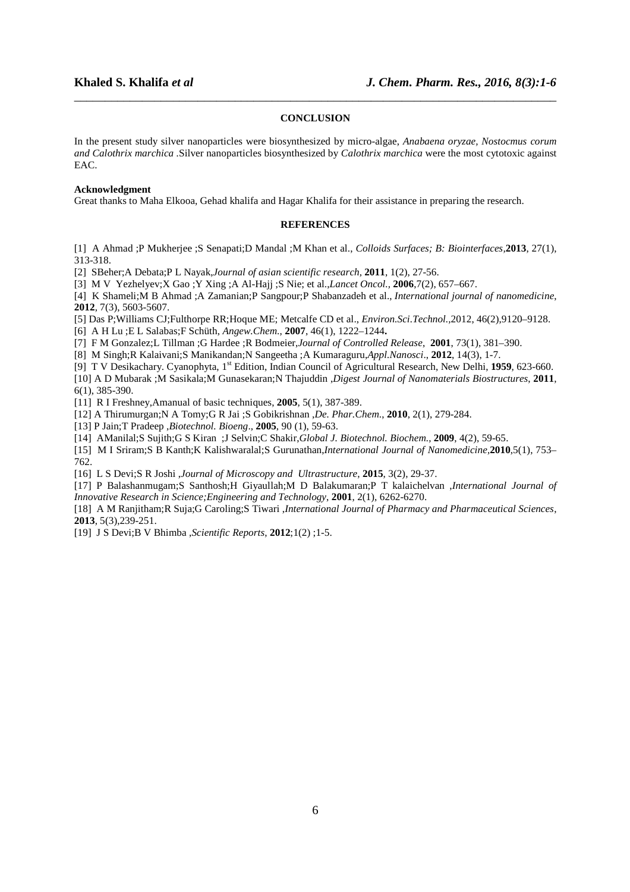## CONCLUSION

In the present study silver nanoparticles were biosynthesized by micro-algae, *Anabaena oryzae, Nostocmus corum and Calothrix marchica* .Silver nanoparticles biosynthesized by *Calothrix marchica* were the most cytotoxic against EAC.

### Acknowledgment

Great thanks to Maha Elkooa, Gehad khalifa and Hagar Khalifa for their assistance in preparing the research.

## REFERENCES

[1] A Ahmad ;P Mukherjee ;S Senapati;D Mandal ;M Khan et al., *Colloids Surfaces; B: Biointerfaces*,**2013**, 27(1), 313-318.

[2] SBeher;A Debata;P L Nayak,*Journal of asian scientific research*, **2011**, 1(2), 27-56.

[3] M V Yezhelyev;X Gao ;Y Xing ;A Al-Hajj ;S Nie; et al.,*Lancet Oncol.*, **2006**,7(2), 657–667.

[4] K Shameli;M B Ahmad ;A Zamanian;P Sangpour;P Shabanzadeh et al., *International journal of nanomedicine*, **2012**, 7(3), 5603-5607.

[5] Das P;Williams CJ;Fulthorpe RR;Hoque ME; Metcalfe CD et al., *Environ.Sci.Technol.*,2012, 46(2),9120–9128.

[6] A H Lu ;E L Salabas;F Schüth, *Angew.Chem.*, **2007**, 46(1), 1222–1244**.**

[7] F M Gonzalez;L Tillman ;G Hardee ;R Bodmeier,*Journal of Controlled Release*, **2001**, 73(1), 381–390.

[8] M Singh;R Kalaivani;S Manikandan;N Sangeetha ;A Kumaraguru,*Appl.Nanosci*., **2012**, 14(3), 1-7.

[9] T V Desikachary. Cyanophyta, 1st Edition, Indian Council of Agricultural Research, New Delhi, **1959**, 623-660.

[10] A D Mubarak ;M Sasikala;M Gunasekaran;N Thajuddin ,*Digest Journal of Nanomaterials Biostructures*, **2011**, 6(1), 385-390.

[11] R I Freshney,Amanual of basic techniques, **2005**, 5(1), 387-389.

[12] A Thirumurgan;N A Tomy;G R Jai ;S Gobikrishnan ,*De. Phar.Chem*., **2010**, 2(1), 279-284.

[13] P Jain;T Pradeep ,*Biotechnol. Bioeng*., **2005**, 90 (1), 59-63.

[14] AManilal;S Sujith;G S Kiran ;J Selvin;C Shakir,*Global J. Biotechnol. Biochem.*, **2009**, 4(2), 59-65.

[15] M I Sriram;S B Kanth;K Kalishwaralal;S Gurunathan,*International Journal of Nanomedicine*,**2010**,5(1), 753–762.

[16] L S Devi;S R Joshi ,*Journal of Microscopy and Ultrastructure*, **2015**, 3(2), 29-37.

[17] P Balashanmugam;S Santhosh;H Giyaullah;M D Balakumaran;P T kalaichelvan ,*International Journal of Innovative Research in Science;Engineering and Technology*, **2001**, 2(1), 6262-6270.

[18] A M Ranjitham;R Suja;G Caroling;S Tiwari ,*International Journal of Pharmacy and Pharmaceutical Sciences*, **2013**, 5(3),239-251.

[19] J S Devi;B V Bhimba ,*Scientific Reports*, **2012**;1(2) ;1-5.